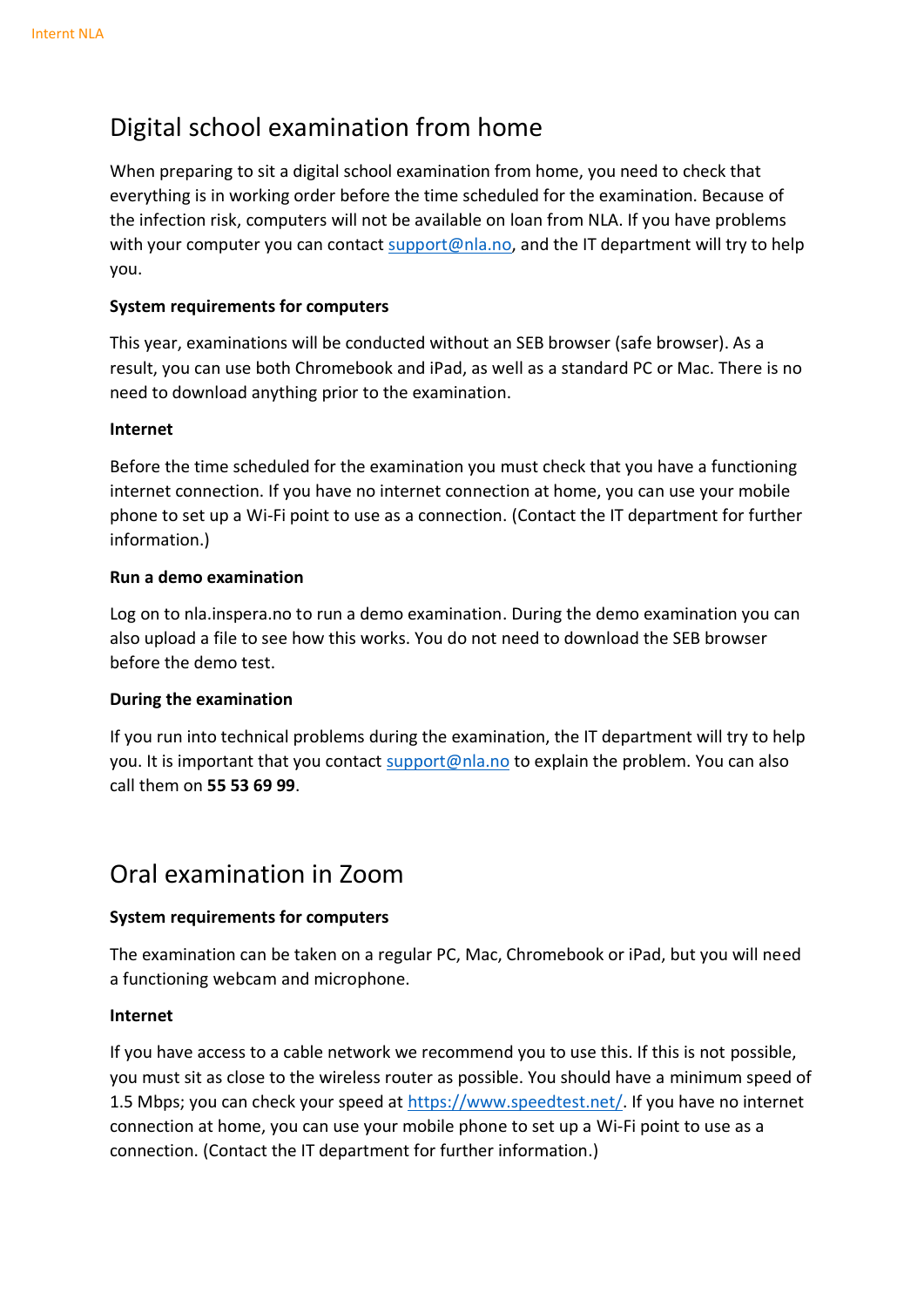## Digital school examination from home

When preparing to sit a digital school examination from home, you need to check that everything is in working order before the time scheduled for the examination. Because of the infection risk, computers will not be available on loan from NLA. If you have problems with your computer you can contact support@nla.no, and the IT department will try to help you.

**System requirements for computers**

This year, examinations will be conducted without an SEB browser (safe browser). As a result, you can use both Chromebook and iPad, as well as a standard PC or Mac. There is no need to download anything prior to the examination.

**Internet**

Before the time scheduled for the examination you must check that you have a functioning internet connection. If you have no internet connection at home, you can use your mobile phone to set up a Wi-Fi point to use as a connection. (Contact the IT department for further information.)

**Run a demo examination**

Log on to nla.inspera.no to run a demo examination. During the demo examination you can also upload a file to see how this works. You do not need to download the SEB browser before the demo test.

**During the examination**

If you run into technical problems during the examination, the IT department will try to help you. It is important that you contact support@nla.no to explain the problem. You can also call them on **55 53 69 99**.

## Oral examination in Zoom

**System requirements for computers**

The examination can be taken on a regular PC, Mac, Chromebook or iPad, but you will need a functioning webcam and microphone.

**Internet**

If you have access to a cable network we recommend you to use this. If this is not possible, you must sit as close to the wireless router as possible. You should have a minimum speed of 1.5 Mbps; you can check your speed at https://www.speedtest.net/. If you have no internet connection at home, you can use your mobile phone to set up a Wi-Fi point to use as a connection. (Contact the IT department for further information.)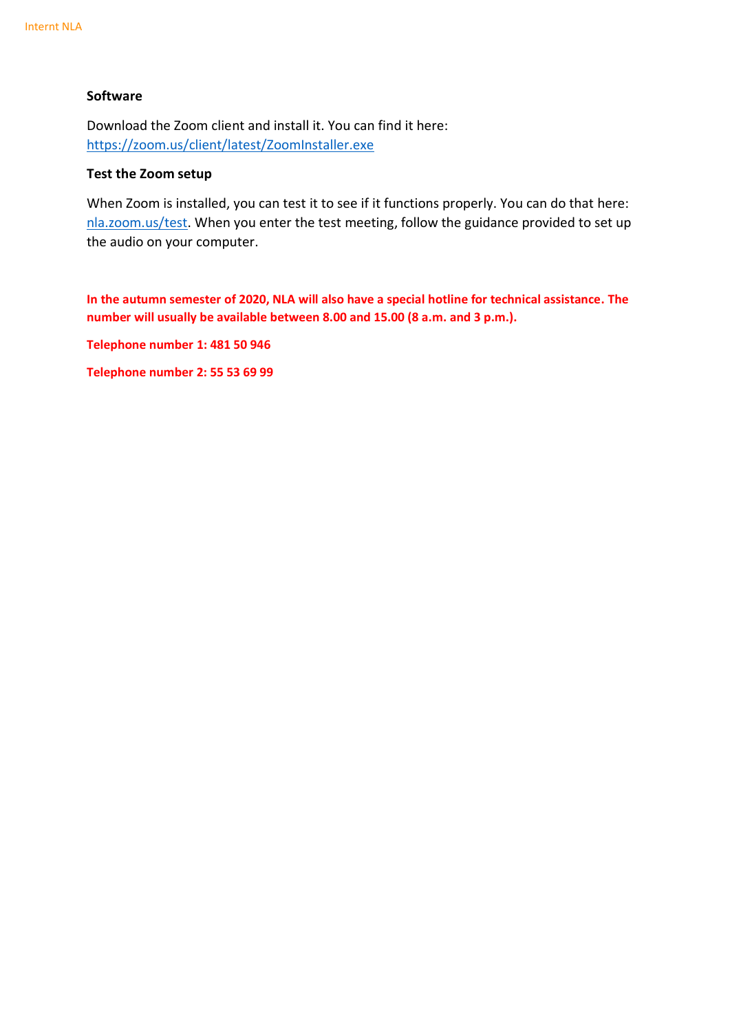**Software**

Download the Zoom client and install it. You can find it here: [https://zoom.us/client/latest/ZoomInstaller.exe](https://zoom.us/client/latest/ZoomInstaller.exe)

**Test the Zoom setup**

When Zoom is installed, you can test it to see if it functions properly. You can do that here: [nla.zoom.us/test](nla.zoom.us/test). When you enter the test meeting, follow the guidance provided to set up the audio on your computer.

**In the autumn semester of 2020, NLA will also have a special hotline for technical assistance. The number will usually be available between 8.00 and 15.00 (8 a.m. and 3 p.m.).**

**Telephone number 1: 481 50 946**

**Telephone number 2: 55 53 69 99**